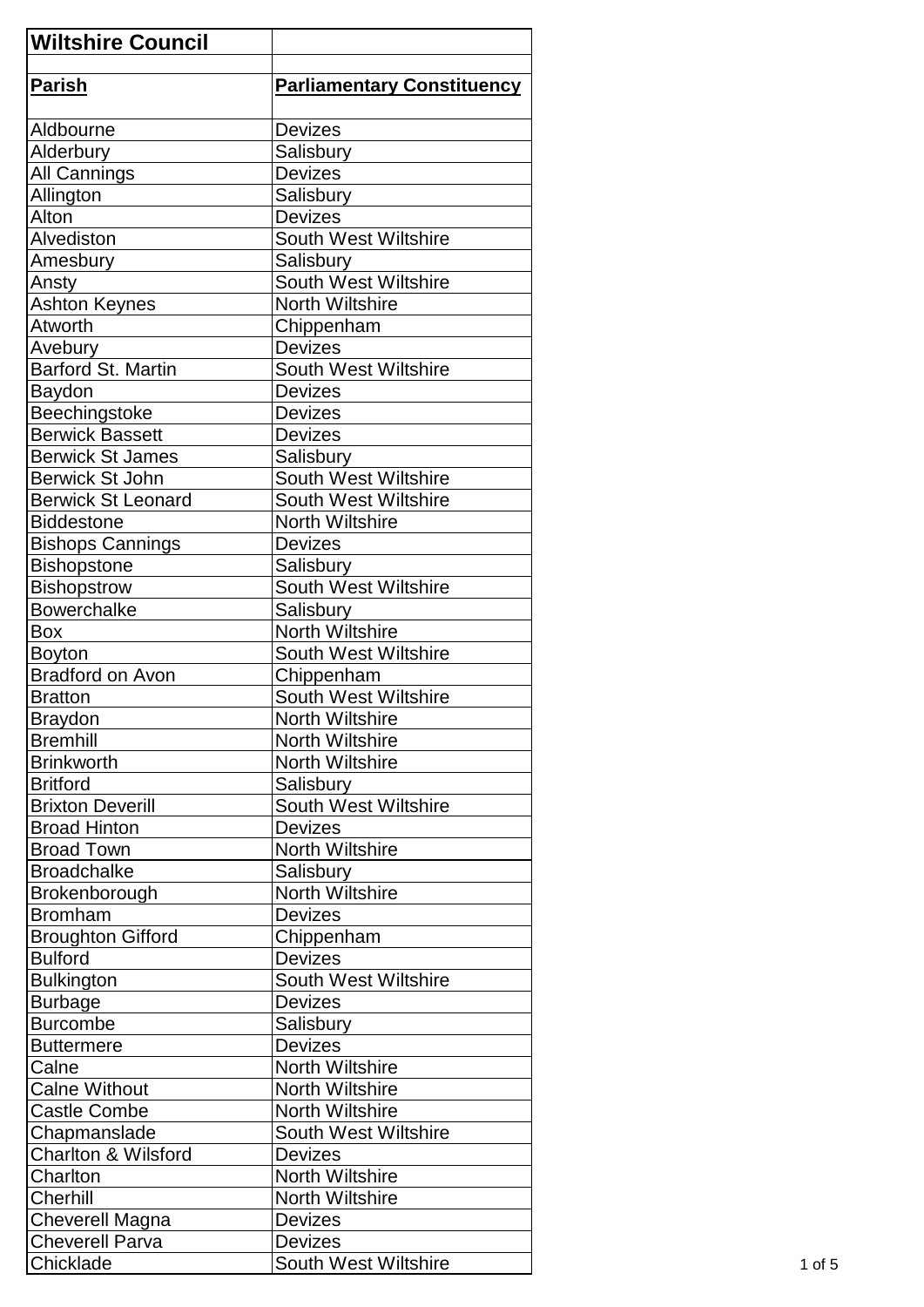# Wiltshire Council

| Parish | Parliamentary Constituency |
|---|---|
| Aldbourne | Devizes |
| Alderbury | Salisbury |
| All Cannings | Devizes |
| Allington | Salisbury |
| Alton | Devizes |
| Alvediston | South West Wiltshire |
| Amesbury | Salisbury |
| Ansty | South West Wiltshire |
| Ashton Keynes | North Wiltshire |
| Atworth | Chippenham |
| Avebury | Devizes |
| Barford St. Martin | South West Wiltshire |
| Baydon | Devizes |
| Beechingstoke | Devizes |
| Berwick Bassett | Devizes |
| Berwick St James | Salisbury |
| Berwick St John | South West Wiltshire |
| Berwick St Leonard | South West Wiltshire |
| Biddestone | North Wiltshire |
| Bishops Cannings | Devizes |
| Bishopstone | Salisbury |
| Bishopstrow | South West Wiltshire |
| Bowerchalke | Salisbury |
| Box | North Wiltshire |
| Boyton | South West Wiltshire |
| Bradford on Avon | Chippenham |
| Bratton | South West Wiltshire |
| Braydon | North Wiltshire |
| Bremhill | North Wiltshire |
| Brinkworth | North Wiltshire |
| Britford | Salisbury |
| Brixton Deverill | South West Wiltshire |
| Broad Hinton | Devizes |
| Broad Town | North Wiltshire |
| Broadchalke | Salisbury |
| Brokenborough | North Wiltshire |
| Bromham | Devizes |
| Broughton Gifford | Chippenham |
| Bulford | Devizes |
| Bulkington | South West Wiltshire |
| Burbage | Devizes |
| Burcombe | Salisbury |
| Buttermere | Devizes |
| Calne | North Wiltshire |
| Calne Without | North Wiltshire |
| Castle Combe | North Wiltshire |
| Chapmanslade | South West Wiltshire |
| Charlton & Wilsford | Devizes |
| Charlton | North Wiltshire |
| Cherhill | North Wiltshire |
| Cheverell Magna | Devizes |
| Cheverell Parva | Devizes |
| Chicklade | South West Wiltshire |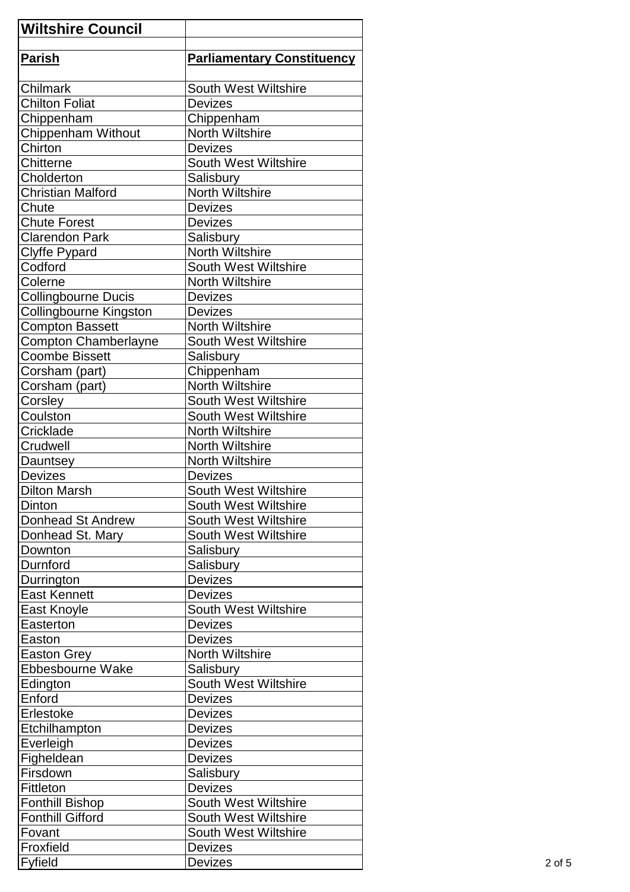| Wiltshire Council | |
|---|---|
| | |
| **Parish** | **Parliamentary Constituency** |
| Chilmark | South West Wiltshire |
| Chilton Foliat | Devizes |
| Chippenham | Chippenham |
| Chippenham Without | North Wiltshire |
| Chirton | Devizes |
| Chitterne | South West Wiltshire |
| Cholderton | Salisbury |
| Christian Malford | North Wiltshire |
| Chute | Devizes |
| Chute Forest | Devizes |
| Clarendon Park | Salisbury |
| Clyffe Pypard | North Wiltshire |
| Codford | South West Wiltshire |
| Colerne | North Wiltshire |
| Collingbourne Ducis | Devizes |
| Collingbourne Kingston | Devizes |
| Compton Bassett | North Wiltshire |
| Compton Chamberlayne | South West Wiltshire |
| Coombe Bissett | Salisbury |
| Corsham (part) | Chippenham |
| Corsham (part) | North Wiltshire |
| Corsley | South West Wiltshire |
| Coulston | South West Wiltshire |
| Cricklade | North Wiltshire |
| Crudwell | North Wiltshire |
| Dauntsey | North Wiltshire |
| Devizes | Devizes |
| Dilton Marsh | South West Wiltshire |
| Dinton | South West Wiltshire |
| Donhead St Andrew | South West Wiltshire |
| Donhead St. Mary | South West Wiltshire |
| Downton | Salisbury |
| Durnford | Salisbury |
| Durrington | Devizes |
| East Kennett | Devizes |
| East Knoyle | South West Wiltshire |
| Easterton | Devizes |
| Easton | Devizes |
| Easton Grey | North Wiltshire |
| Ebbesbourne Wake | Salisbury |
| Edington | South West Wiltshire |
| Enford | Devizes |
| Erlestoke | Devizes |
| Etchilhampton | Devizes |
| Everleigh | Devizes |
| Figheldean | Devizes |
| Firsdown | Salisbury |
| Fittleton | Devizes |
| Fonthill Bishop | South West Wiltshire |
| Fonthill Gifford | South West Wiltshire |
| Fovant | South West Wiltshire |
| Froxfield | Devizes |
| Fyfield | Devizes |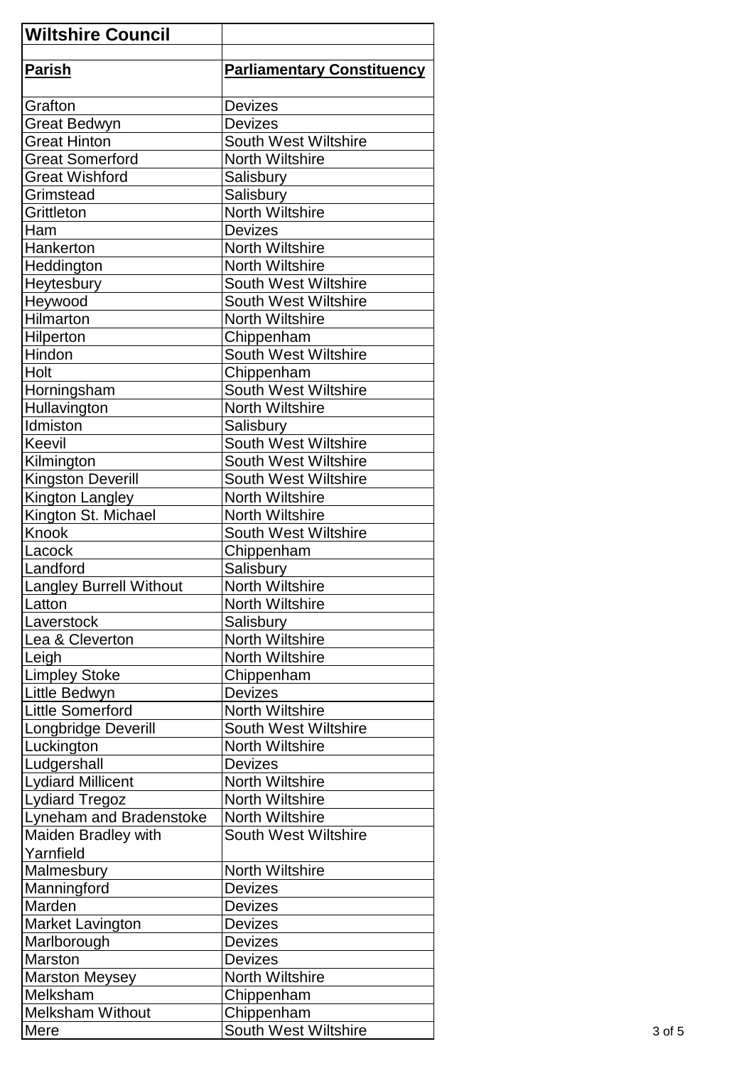| Wiltshire Council | |
|---|---|
| **Parish** | **Parliamentary Constituency** |
| Grafton | Devizes |
| Great Bedwyn | Devizes |
| Great Hinton | South West Wiltshire |
| Great Somerford | North Wiltshire |
| Great Wishford | Salisbury |
| Grimstead | Salisbury |
| Grittleton | North Wiltshire |
| Ham | Devizes |
| Hankerton | North Wiltshire |
| Heddington | North Wiltshire |
| Heytesbury | South West Wiltshire |
| Heywood | South West Wiltshire |
| Hilmarton | North Wiltshire |
| Hilperton | Chippenham |
| Hindon | South West Wiltshire |
| Holt | Chippenham |
| Horningsham | South West Wiltshire |
| Hullavington | North Wiltshire |
| Idmiston | Salisbury |
| Keevil | South West Wiltshire |
| Kilmington | South West Wiltshire |
| Kingston Deverill | South West Wiltshire |
| Kington Langley | North Wiltshire |
| Kington St. Michael | North Wiltshire |
| Knook | South West Wiltshire |
| Lacock | Chippenham |
| Landford | Salisbury |
| Langley Burrell Without | North Wiltshire |
| Latton | North Wiltshire |
| Laverstock | Salisbury |
| Lea & Cleverton | North Wiltshire |
| Leigh | North Wiltshire |
| Limpley Stoke | Chippenham |
| Little Bedwyn | Devizes |
| Little Somerford | North Wiltshire |
| Longbridge Deverill | South West Wiltshire |
| Luckington | North Wiltshire |
| Ludgershall | Devizes |
| Lydiard Millicent | North Wiltshire |
| Lydiard Tregoz | North Wiltshire |
| Lyneham and Bradenstoke | North Wiltshire |
| Maiden Bradley with Yarnfield | South West Wiltshire |
| Malmesbury | North Wiltshire |
| Manningford | Devizes |
| Marden | Devizes |
| Market Lavington | Devizes |
| Marlborough | Devizes |
| Marston | Devizes |
| Marston Meysey | North Wiltshire |
| Melksham | Chippenham |
| Melksham Without | Chippenham |
| Mere | South West Wiltshire |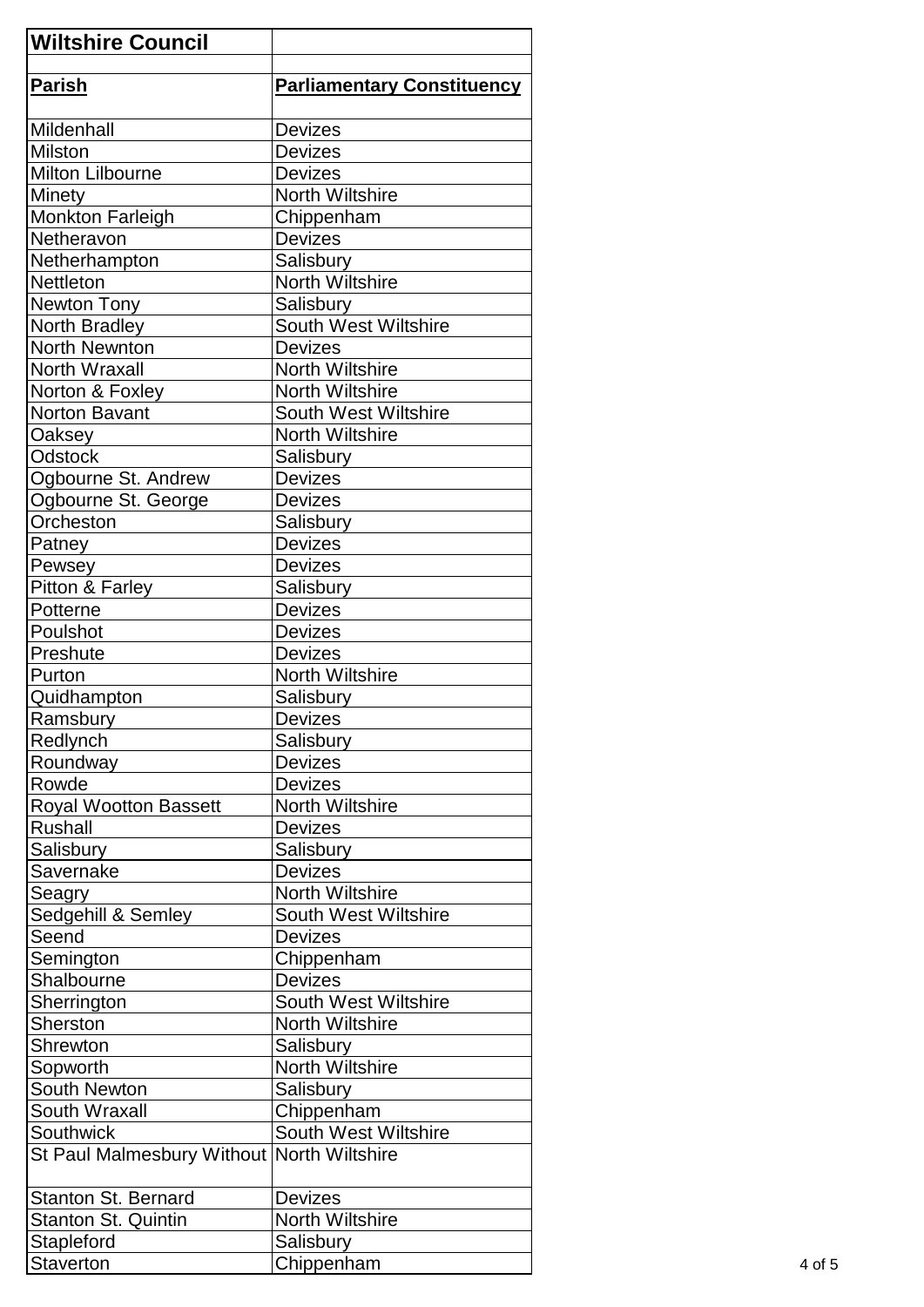| Wiltshire Council | |
|---|---|
| **Parish** | **Parliamentary Constituency** |
| Mildenhall | Devizes |
| Milston | Devizes |
| Milton Lilbourne | Devizes |
| Minety | North Wiltshire |
| Monkton Farleigh | Chippenham |
| Netheravon | Devizes |
| Netherhampton | Salisbury |
| Nettleton | North Wiltshire |
| Newton Tony | Salisbury |
| North Bradley | South West Wiltshire |
| North Newnton | Devizes |
| North Wraxall | North Wiltshire |
| Norton & Foxley | North Wiltshire |
| Norton Bavant | South West Wiltshire |
| Oaksey | North Wiltshire |
| Odstock | Salisbury |
| Ogbourne St. Andrew | Devizes |
| Ogbourne St. George | Devizes |
| Orcheston | Salisbury |
| Patney | Devizes |
| Pewsey | Devizes |
| Pitton & Farley | Salisbury |
| Potterne | Devizes |
| Poulshot | Devizes |
| Preshute | Devizes |
| Purton | North Wiltshire |
| Quidhampton | Salisbury |
| Ramsbury | Devizes |
| Redlynch | Salisbury |
| Roundway | Devizes |
| Rowde | Devizes |
| Royal Wootton Bassett | North Wiltshire |
| Rushall | Devizes |
| Salisbury | Salisbury |
| Savernake | Devizes |
| Seagry | North Wiltshire |
| Sedgehill & Semley | South West Wiltshire |
| Seend | Devizes |
| Semington | Chippenham |
| Shalbourne | Devizes |
| Sherrington | South West Wiltshire |
| Sherston | North Wiltshire |
| Shrewton | Salisbury |
| Sopworth | North Wiltshire |
| South Newton | Salisbury |
| South Wraxall | Chippenham |
| Southwick | South West Wiltshire |
| St Paul Malmesbury Without | North Wiltshire |
| Stanton St. Bernard | Devizes |
| Stanton St. Quintin | North Wiltshire |
| Stapleford | Salisbury |
| Staverton | Chippenham |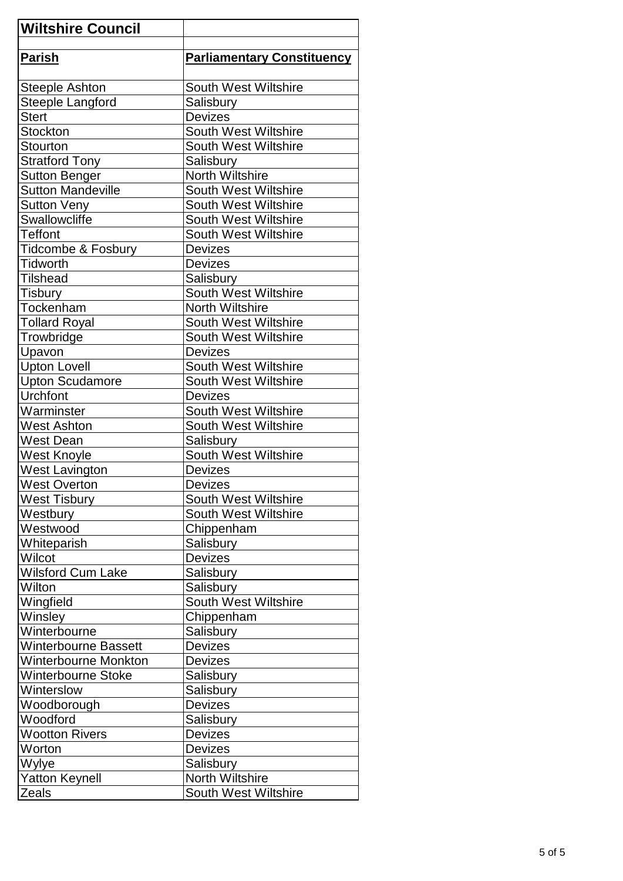| Wiltshire Council | |
|---|---|
| | |
| **Parish** | **Parliamentary Constituency** |
| Steeple Ashton | South West Wiltshire |
| Steeple Langford | Salisbury |
| Stert | Devizes |
| Stockton | South West Wiltshire |
| Stourton | South West Wiltshire |
| Stratford Tony | Salisbury |
| Sutton Benger | North Wiltshire |
| Sutton Mandeville | South West Wiltshire |
| Sutton Veny | South West Wiltshire |
| Swallowcliffe | South West Wiltshire |
| Teffont | South West Wiltshire |
| Tidcombe & Fosbury | Devizes |
| Tidworth | Devizes |
| Tilshead | Salisbury |
| Tisbury | South West Wiltshire |
| Tockenham | North Wiltshire |
| Tollard Royal | South West Wiltshire |
| Trowbridge | South West Wiltshire |
| Upavon | Devizes |
| Upton Lovell | South West Wiltshire |
| Upton Scudamore | South West Wiltshire |
| Urchfont | Devizes |
| Warminster | South West Wiltshire |
| West Ashton | South West Wiltshire |
| West Dean | Salisbury |
| West Knoyle | South West Wiltshire |
| West Lavington | Devizes |
| West Overton | Devizes |
| West Tisbury | South West Wiltshire |
| Westbury | South West Wiltshire |
| Westwood | Chippenham |
| Whiteparish | Salisbury |
| Wilcot | Devizes |
| Wilsford Cum Lake | Salisbury |
| Wilton | Salisbury |
| Wingfield | South West Wiltshire |
| Winsley | Chippenham |
| Winterbourne | Salisbury |
| Winterbourne Bassett | Devizes |
| Winterbourne Monkton | Devizes |
| Winterbourne Stoke | Salisbury |
| Winterslow | Salisbury |
| Woodborough | Devizes |
| Woodford | Salisbury |
| Wootton Rivers | Devizes |
| Worton | Devizes |
| Wylye | Salisbury |
| Yatton Keynell | North Wiltshire |
| Zeals | South West Wiltshire |